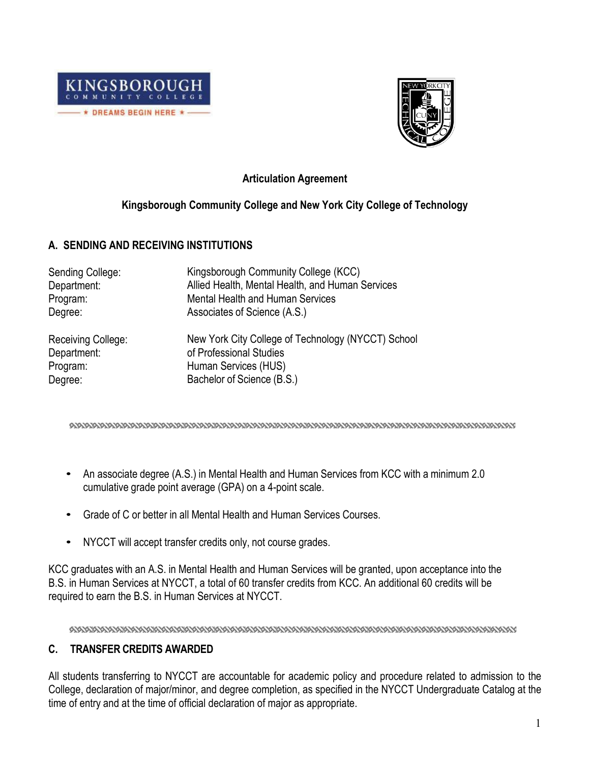# Articulation Agreement

## Kingsborough Community College and New York City College of Technology

### A. SENDING AND RECEIVING INSTITUTIONS

Sending College: Kingsborough Community College (KCC)
Department: Allied Health, Mental Health, and Human Services
Program: Mental Health and Human Services
Degree: Associates of Science (A.S.)

Receiving College: New York City College of Technology (NYCCT) School
Department: of Professional Studies
Program: Human Services (HUS)
Degree: Bachelor of Science (B.S.)

- An associate degree (A.S.) in Mental Health and Human Services from KCC with a minimum 2.0 cumulative grade point average (GPA) on a 4-point scale.
- Grade of C or better in all Mental Health and Human Services Courses.
- NYCCT will accept transfer credits only, not course grades.

KCC graduates with an A.S. in Mental Health and Human Services will be granted, upon acceptance into the B.S. in Human Services at NYCCT, a total of 60 transfer credits from KCC. An additional 60 credits will be required to earn the B.S. in Human Services at NYCCT.

### C. TRANSFER CREDITS AWARDED

All students transferring to NYCCT are accountable for academic policy and procedure related to admission to the College, declaration of major/minor, and degree completion, as specified in the NYCCT Undergraduate Catalog at the time of entry and at the time of official declaration of major as appropriate.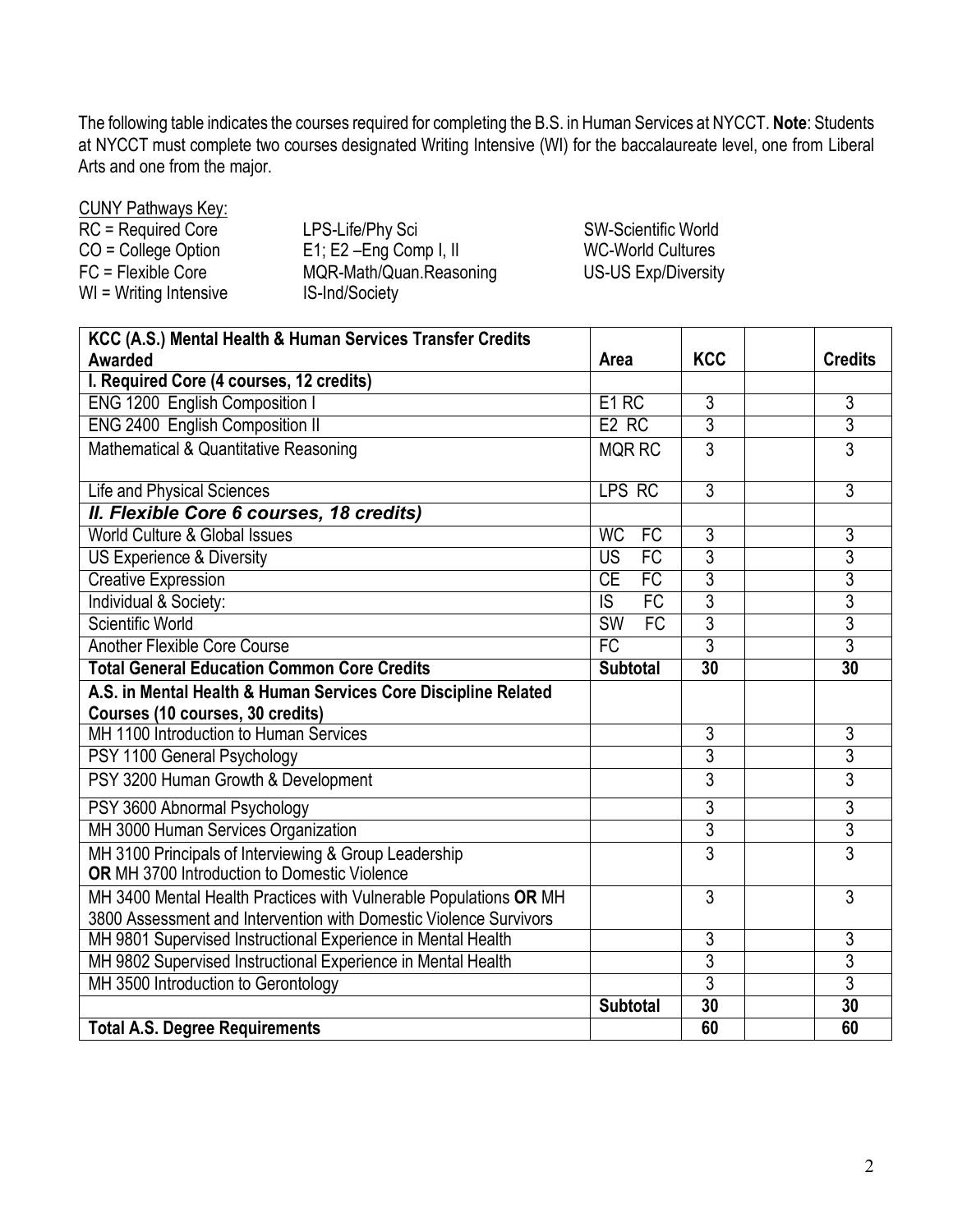The following table indicates the courses required for completing the B.S. in Human Services at NYCCT. **Note**: Students at NYCCT must complete two courses designated Writing Intensive (WI) for the baccalaureate level, one from Liberal Arts and one from the major.

CUNY Pathways Key:

| | | |
|---|---|---|
| RC = Required Core | LPS-Life/Phy Sci | SW-Scientific World |
| CO = College Option | E1; E2 –Eng Comp I, II | WC-World Cultures |
| FC = Flexible Core | MQR-Math/Quan.Reasoning | US-US Exp/Diversity |
| WI = Writing Intensive | IS-Ind/Society | |

| **KCC (A.S.) Mental Health & Human Services Transfer Credits Awarded** | **Area** | **KCC** | | **Credits** |
|---|---|---|---|---|
| **I. Required Core (4 courses, 12 credits)** | | | | |
| ENG 1200 English Composition I | E1 RC | 3 | | 3 |
| ENG 2400 English Composition II | E2 RC | 3 | | 3 |
| Mathematical & Quantitative Reasoning | MQR RC | 3 | | 3 |
| Life and Physical Sciences | LPS RC | 3 | | 3 |
| ***II. Flexible Core 6 courses, 18 credits)*** | | | | |
| World Culture & Global Issues | WC FC | 3 | | 3 |
| US Experience & Diversity | US FC | 3 | | 3 |
| Creative Expression | CE FC | 3 | | 3 |
| Individual & Society: | IS FC | 3 | | 3 |
| Scientific World | SW FC | 3 | | 3 |
| Another Flexible Core Course | FC | 3 | | 3 |
| **Total General Education Common Core Credits** | **Subtotal** | **30** | | **30** |
| **A.S. in Mental Health & Human Services Core Discipline Related Courses (10 courses, 30 credits)** | | | | |
| MH 1100 Introduction to Human Services | | 3 | | 3 |
| PSY 1100 General Psychology | | 3 | | 3 |
| PSY 3200 Human Growth & Development | | 3 | | 3 |
| PSY 3600 Abnormal Psychology | | 3 | | 3 |
| MH 3000 Human Services Organization | | 3 | | 3 |
| MH 3100 Principals of Interviewing & Group Leadership **OR** MH 3700 Introduction to Domestic Violence | | 3 | | 3 |
| MH 3400 Mental Health Practices with Vulnerable Populations **OR** MH 3800 Assessment and Intervention with Domestic Violence Survivors | | 3 | | 3 |
| MH 9801 Supervised Instructional Experience in Mental Health | | 3 | | 3 |
| MH 9802 Supervised Instructional Experience in Mental Health | | 3 | | 3 |
| MH 3500 Introduction to Gerontology | | 3 | | 3 |
| | **Subtotal** | **30** | | **30** |
| **Total A.S. Degree Requirements** | | **60** | | **60** |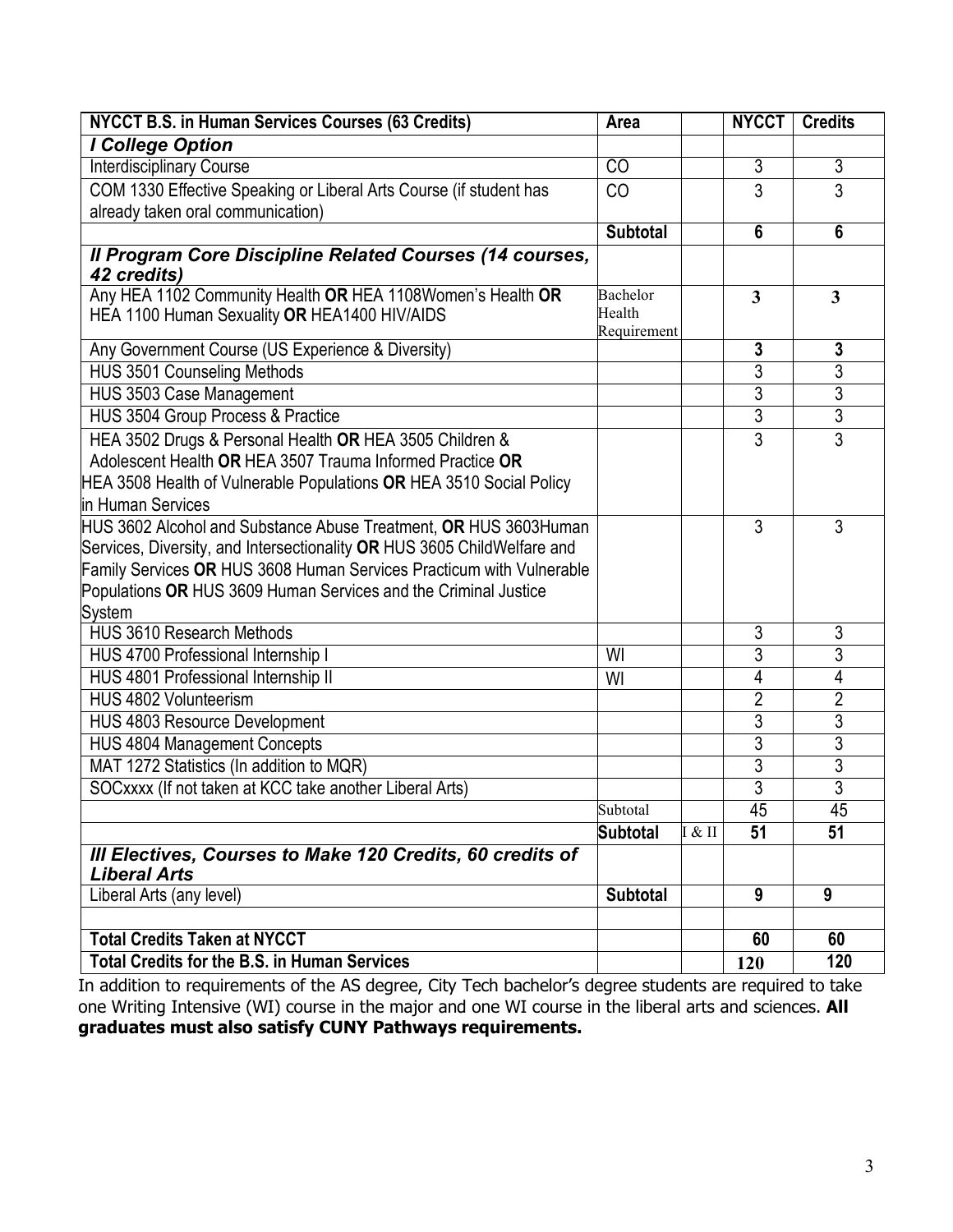| NYCCT B.S. in Human Services Courses (63 Credits) | Area | | NYCCT | Credits |
|---|---|---|---|---|
| ***I College Option*** | | | | |
| Interdisciplinary Course | CO | | 3 | 3 |
| COM 1330 Effective Speaking or Liberal Arts Course (if student has already taken oral communication) | CO | | 3 | 3 |
| | **Subtotal** | | **6** | **6** |
| ***II Program Core Discipline Related Courses (14 courses, 42 credits)*** | | | | |
| Any HEA 1102 Community Health **OR** HEA 1108Women's Health **OR** HEA 1100 Human Sexuality **OR** HEA1400 HIV/AIDS | Bachelor Health Requirement | | **3** | **3** |
| Any Government Course (US Experience & Diversity) | | | **3** | **3** |
| HUS 3501 Counseling Methods | | | 3 | 3 |
| HUS 3503 Case Management | | | 3 | 3 |
| HUS 3504 Group Process & Practice | | | 3 | 3 |
| HEA 3502 Drugs & Personal Health **OR** HEA 3505 Children & Adolescent Health **OR** HEA 3507 Trauma Informed Practice **OR** HEA 3508 Health of Vulnerable Populations **OR** HEA 3510 Social Policy in Human Services | | | 3 | 3 |
| HUS 3602 Alcohol and Substance Abuse Treatment, **OR** HUS 3603Human Services, Diversity, and Intersectionality **OR** HUS 3605 ChildWelfare and Family Services **OR** HUS 3608 Human Services Practicum with Vulnerable Populations **OR** HUS 3609 Human Services and the Criminal Justice System | | | 3 | 3 |
| HUS 3610 Research Methods | | | 3 | 3 |
| HUS 4700 Professional Internship I | WI | | 3 | 3 |
| HUS 4801 Professional Internship II | WI | | 4 | 4 |
| HUS 4802 Volunteerism | | | 2 | 2 |
| HUS 4803 Resource Development | | | 3 | 3 |
| HUS 4804 Management Concepts | | | 3 | 3 |
| MAT 1272 Statistics (In addition to MQR) | | | 3 | 3 |
| SOCxxxx (If not taken at KCC take another Liberal Arts) | | | 3 | 3 |
| | Subtotal | | 45 | 45 |
| | **Subtotal** | I & II | **51** | **51** |
| ***III Electives, Courses to Make 120 Credits, 60 credits of Liberal Arts*** | | | | |
| Liberal Arts (any level) | **Subtotal** | | **9** | **9** |
| | | | | |
| **Total Credits Taken at NYCCT** | | | **60** | **60** |
| **Total Credits for the B.S. in Human Services** | | | **120** | **120** |

In addition to requirements of the AS degree, City Tech bachelor's degree students are required to take one Writing Intensive (WI) course in the major and one WI course in the liberal arts and sciences. **All graduates must also satisfy CUNY Pathways requirements.**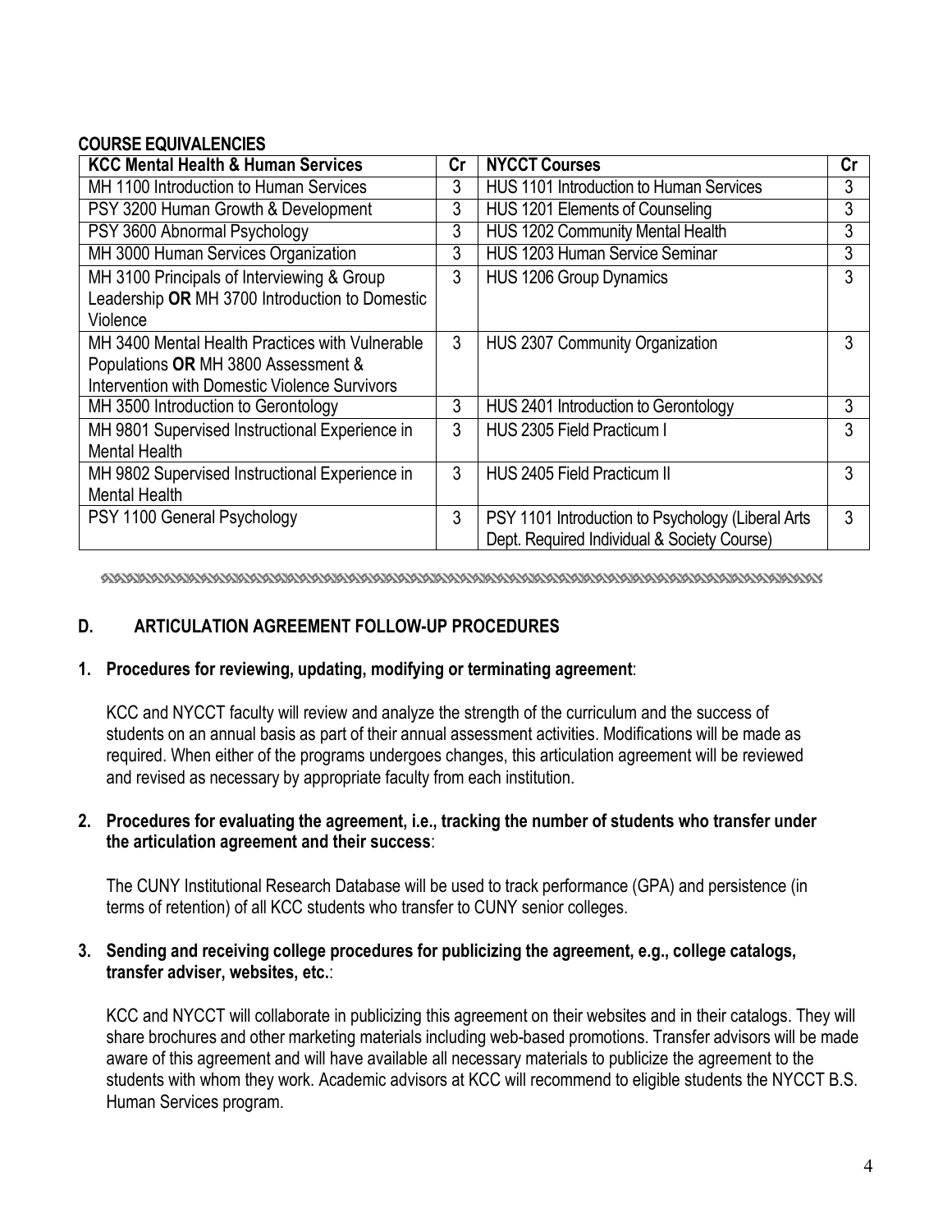**COURSE EQUIVALENCIES**

| KCC Mental Health & Human Services | Cr | NYCCT Courses | Cr |
|---|---|---|---|
| MH 1100 Introduction to Human Services | 3 | HUS 1101 Introduction to Human Services | 3 |
| PSY 3200 Human Growth & Development | 3 | HUS 1201 Elements of Counseling | 3 |
| PSY 3600 Abnormal Psychology | 3 | HUS 1202 Community Mental Health | 3 |
| MH 3000 Human Services Organization | 3 | HUS 1203 Human Service Seminar | 3 |
| MH 3100 Principals of Interviewing & Group Leadership **OR** MH 3700 Introduction to Domestic Violence | 3 | HUS 1206 Group Dynamics | 3 |
| MH 3400 Mental Health Practices with Vulnerable Populations **OR** MH 3800 Assessment & Intervention with Domestic Violence Survivors | 3 | HUS 2307 Community Organization | 3 |
| MH 3500 Introduction to Gerontology | 3 | HUS 2401 Introduction to Gerontology | 3 |
| MH 9801 Supervised Instructional Experience in Mental Health | 3 | HUS 2305 Field Practicum I | 3 |
| MH 9802 Supervised Instructional Experience in Mental Health | 3 | HUS 2405 Field Practicum II | 3 |
| PSY 1100 General Psychology | 3 | PSY 1101 Introduction to Psychology (Liberal Arts Dept. Required Individual & Society Course) | 3 |

---

## D. ARTICULATION AGREEMENT FOLLOW-UP PROCEDURES

**1. Procedures for reviewing, updating, modifying or terminating agreement**:

KCC and NYCCT faculty will review and analyze the strength of the curriculum and the success of students on an annual basis as part of their annual assessment activities. Modifications will be made as required. When either of the programs undergoes changes, this articulation agreement will be reviewed and revised as necessary by appropriate faculty from each institution.

**2. Procedures for evaluating the agreement, i.e., tracking the number of students who transfer under the articulation agreement and their success**:

The CUNY Institutional Research Database will be used to track performance (GPA) and persistence (in terms of retention) of all KCC students who transfer to CUNY senior colleges.

**3. Sending and receiving college procedures for publicizing the agreement, e.g., college catalogs, transfer adviser, websites, etc.**:

KCC and NYCCT will collaborate in publicizing this agreement on their websites and in their catalogs. They will share brochures and other marketing materials including web-based promotions. Transfer advisors will be made aware of this agreement and will have available all necessary materials to publicize the agreement to the students with whom they work. Academic advisors at KCC will recommend to eligible students the NYCCT B.S. Human Services program.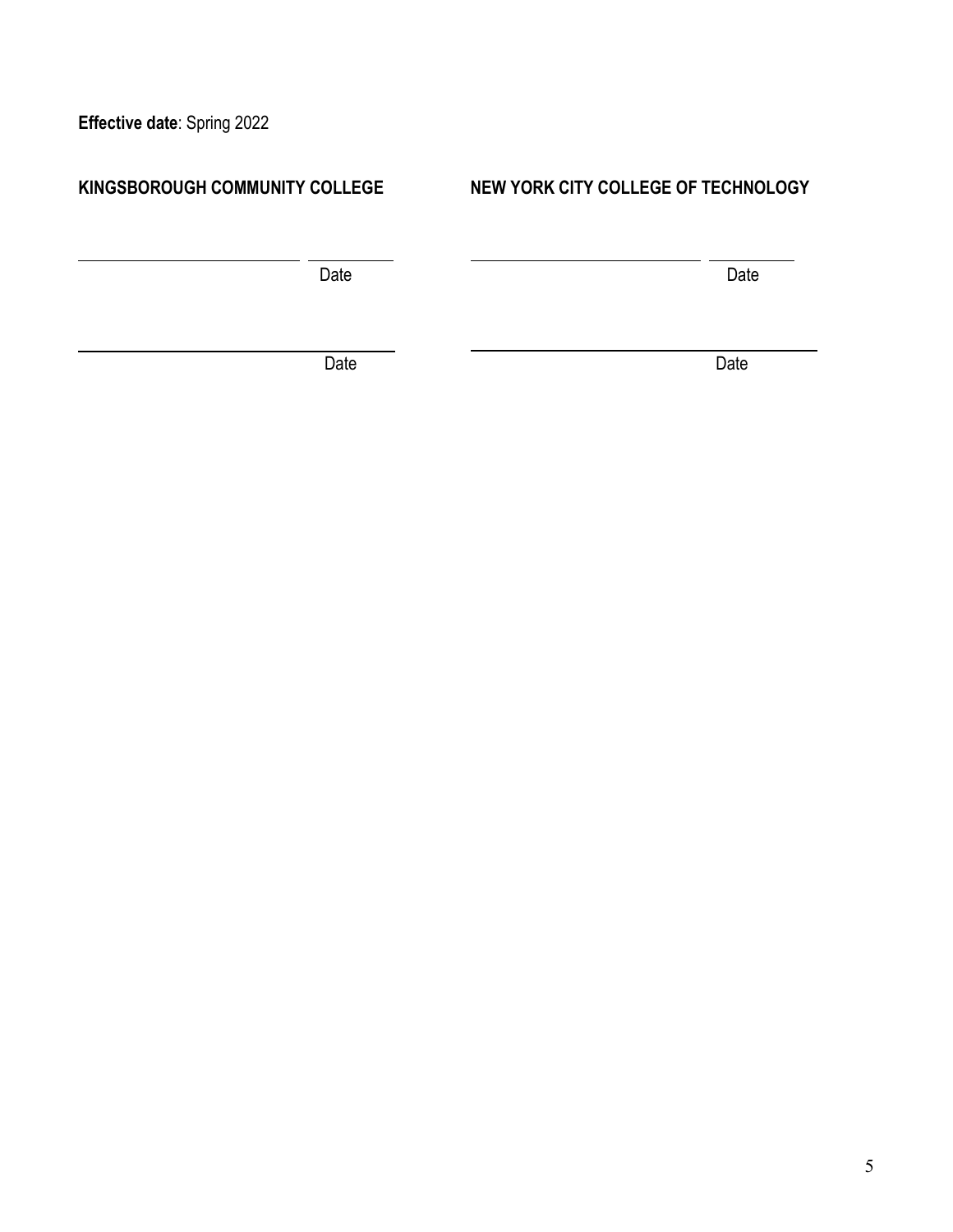**Effective date**: Spring 2022

**KINGSBOROUGH COMMUNITY COLLEGE**

\_\_\_\_\_\_\_\_\_\_\_\_\_\_\_\_\_\_\_\_\_\_\_\_\_\_\_\_ \_\_\_\_\_\_\_\_\_\_\_\_
Date

\_\_\_\_\_\_\_\_\_\_\_\_\_\_\_\_\_\_\_\_\_\_\_\_\_\_\_\_\_\_\_\_\_\_\_\_\_\_\_\_
Date

**NEW YORK CITY COLLEGE OF TECHNOLOGY**

\_\_\_\_\_\_\_\_\_\_\_\_\_\_\_\_\_\_\_\_\_\_\_\_\_\_\_\_ \_\_\_\_\_\_\_\_\_\_\_\_
Date

\_\_\_\_\_\_\_\_\_\_\_\_\_\_\_\_\_\_\_\_\_\_\_\_\_\_\_\_\_\_\_\_\_\_\_\_\_\_\_\_\_\_
Date